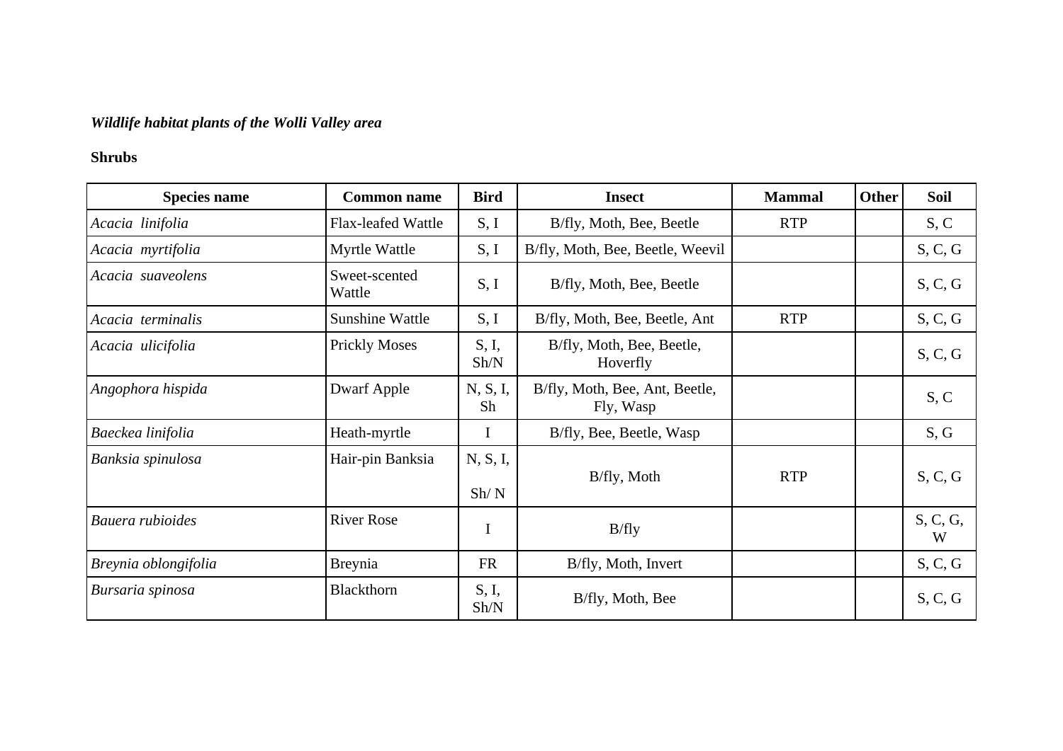***Wildlife habitat plants of the Wolli Valley area***

**Shrubs**

| Species name | Common name | Bird | Insect | Mammal | Other | Soil |
|---|---|---|---|---|---|---|
| *Acacia linifolia* | Flax-leafed Wattle | S, I | B/fly, Moth, Bee, Beetle | RTP | | S, C |
| *Acacia myrtifolia* | Myrtle Wattle | S, I | B/fly, Moth, Bee, Beetle, Weevil | | | S, C, G |
| *Acacia suaveolens* | Sweet-scented Wattle | S, I | B/fly, Moth, Bee, Beetle | | | S, C, G |
| *Acacia terminalis* | Sunshine Wattle | S, I | B/fly, Moth, Bee, Beetle, Ant | RTP | | S, C, G |
| *Acacia ulicifolia* | Prickly Moses | S, I, Sh/N | B/fly, Moth, Bee, Beetle, Hoverfly | | | S, C, G |
| *Angophora hispida* | Dwarf Apple | N, S, I, Sh | B/fly, Moth, Bee, Ant, Beetle, Fly, Wasp | | | S, C |
| *Baeckea linifolia* | Heath-myrtle | I | B/fly, Bee, Beetle, Wasp | | | S, G |
| *Banksia spinulosa* | Hair-pin Banksia | N, S, I, Sh/ N | B/fly, Moth | RTP | | S, C, G |
| *Bauera rubioides* | River Rose | I | B/fly | | | S, C, G, W |
| *Breynia oblongifolia* | Breynia | FR | B/fly, Moth, Invert | | | S, C, G |
| *Bursaria spinosa* | Blackthorn | S, I, Sh/N | B/fly, Moth, Bee | | | S, C, G |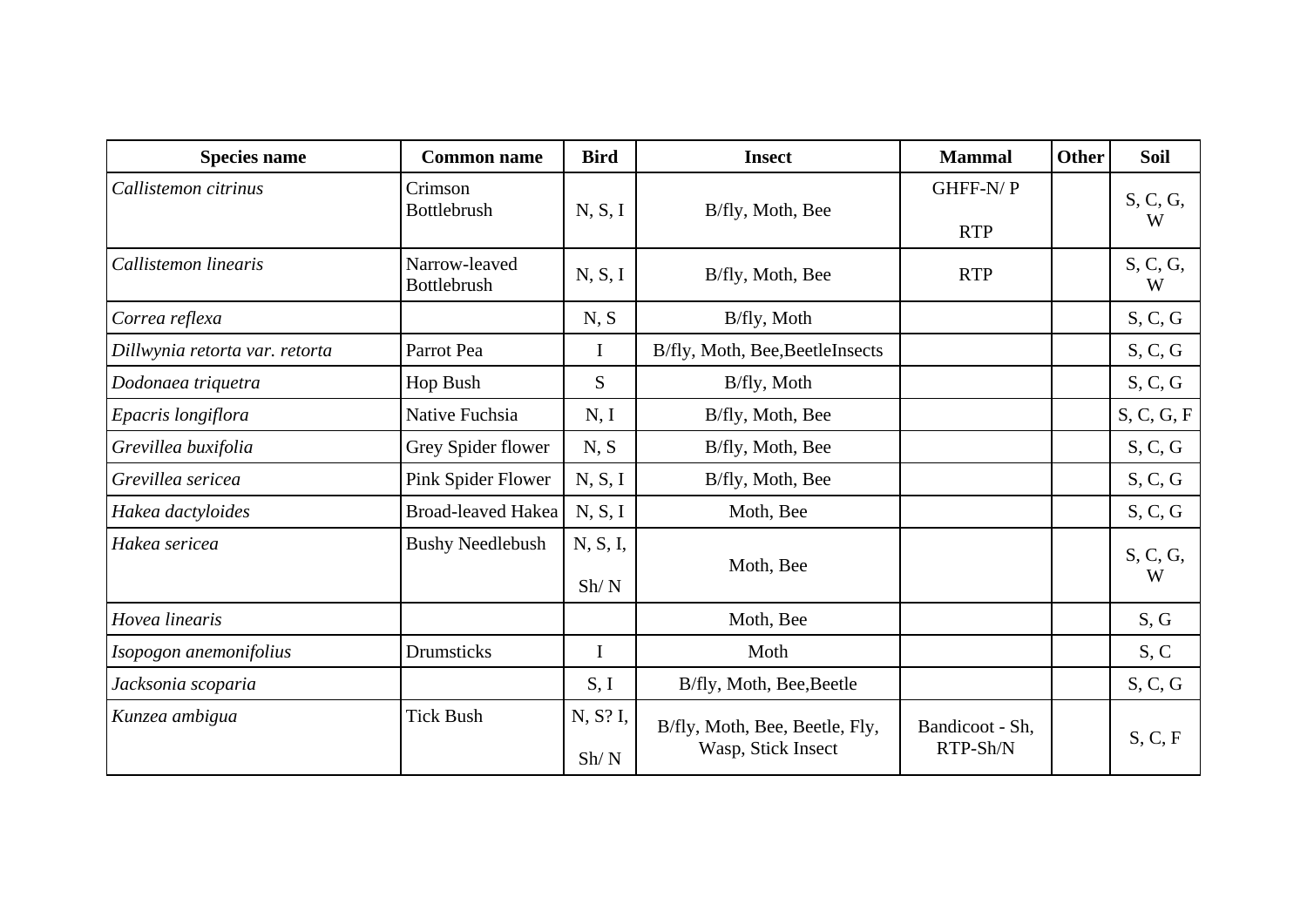| Species name | Common name | Bird | Insect | Mammal | Other | Soil |
|---|---|---|---|---|---|---|
| *Callistemon citrinus* | Crimson Bottlebrush | N, S, I | B/fly, Moth, Bee | GHFF-N/ P RTP | | S, C, G, W |
| *Callistemon linearis* | Narrow-leaved Bottlebrush | N, S, I | B/fly, Moth, Bee | RTP | | S, C, G, W |
| *Correa reflexa* | | N, S | B/fly, Moth | | | S, C, G |
| *Dillwynia retorta var. retorta* | Parrot Pea | I | B/fly, Moth, Bee,BeetleInsects | | | S, C, G |
| *Dodonaea triquetra* | Hop Bush | S | B/fly, Moth | | | S, C, G |
| *Epacris longiflora* | Native Fuchsia | N, I | B/fly, Moth, Bee | | | S, C, G, F |
| *Grevillea buxifolia* | Grey Spider flower | N, S | B/fly, Moth, Bee | | | S, C, G |
| *Grevillea sericea* | Pink Spider Flower | N, S, I | B/fly, Moth, Bee | | | S, C, G |
| *Hakea dactyloides* | Broad-leaved Hakea | N, S, I | Moth, Bee | | | S, C, G |
| *Hakea sericea* | Bushy Needlebush | N, S, I, Sh/ N | Moth, Bee | | | S, C, G, W |
| *Hovea linearis* | | | Moth, Bee | | | S, G |
| *Isopogon anemonifolius* | Drumsticks | I | Moth | | | S, C |
| *Jacksonia scoparia* | | S, I | B/fly, Moth, Bee,Beetle | | | S, C, G |
| *Kunzea ambigua* | Tick Bush | N, S? I, Sh/ N | B/fly, Moth, Bee, Beetle, Fly, Wasp, Stick Insect | Bandicoot - Sh, RTP-Sh/N | | S, C, F |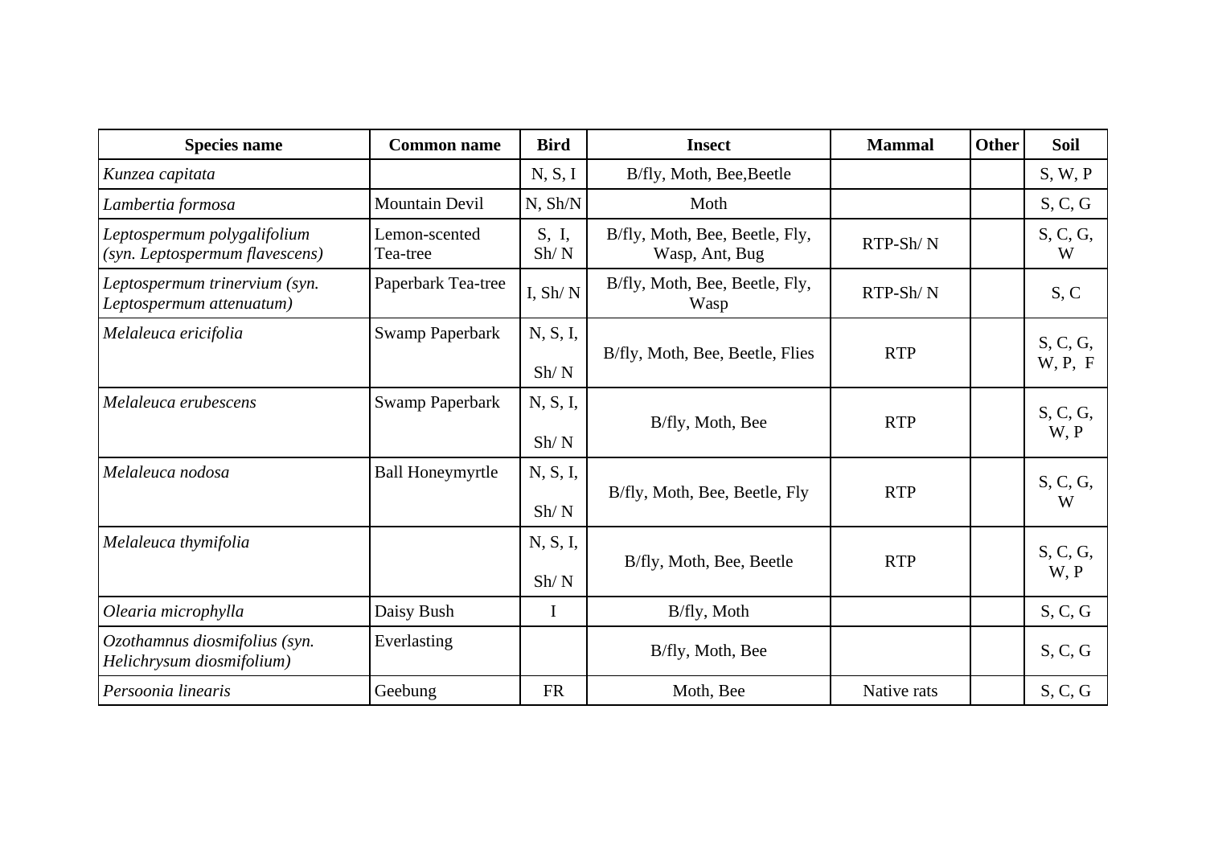| Species name | Common name | Bird | Insect | Mammal | Other | Soil |
| --- | --- | --- | --- | --- | --- | --- |
| *Kunzea capitata* | | N, S, I | B/fly, Moth, Bee,Beetle | | | S, W, P |
| *Lambertia formosa* | Mountain Devil | N, Sh/N | Moth | | | S, C, G |
| *Leptospermum polygalifolium (syn. Leptospermum flavescens)* | Lemon-scented Tea-tree | S, I, Sh/ N | B/fly, Moth, Bee, Beetle, Fly, Wasp, Ant, Bug | RTP-Sh/ N | | S, C, G, W |
| *Leptospermum trinervium (syn. Leptospermum attenuatum)* | Paperbark Tea-tree | I, Sh/ N | B/fly, Moth, Bee, Beetle, Fly, Wasp | RTP-Sh/ N | | S, C |
| *Melaleuca ericifolia* | Swamp Paperbark | N, S, I, Sh/ N | B/fly, Moth, Bee, Beetle, Flies | RTP | | S, C, G, W, P, F |
| *Melaleuca erubescens* | Swamp Paperbark | N, S, I, Sh/ N | B/fly, Moth, Bee | RTP | | S, C, G, W, P |
| *Melaleuca nodosa* | Ball Honeymyrtle | N, S, I, Sh/ N | B/fly, Moth, Bee, Beetle, Fly | RTP | | S, C, G, W |
| *Melaleuca thymifolia* | | N, S, I, Sh/ N | B/fly, Moth, Bee, Beetle | RTP | | S, C, G, W, P |
| *Olearia microphylla* | Daisy Bush | I | B/fly, Moth | | | S, C, G |
| *Ozothamnus diosmifolius (syn. Helichrysum diosmifolium)* | Everlasting | | B/fly, Moth, Bee | | | S, C, G |
| *Persoonia linearis* | Geebung | FR | Moth, Bee | Native rats | | S, C, G |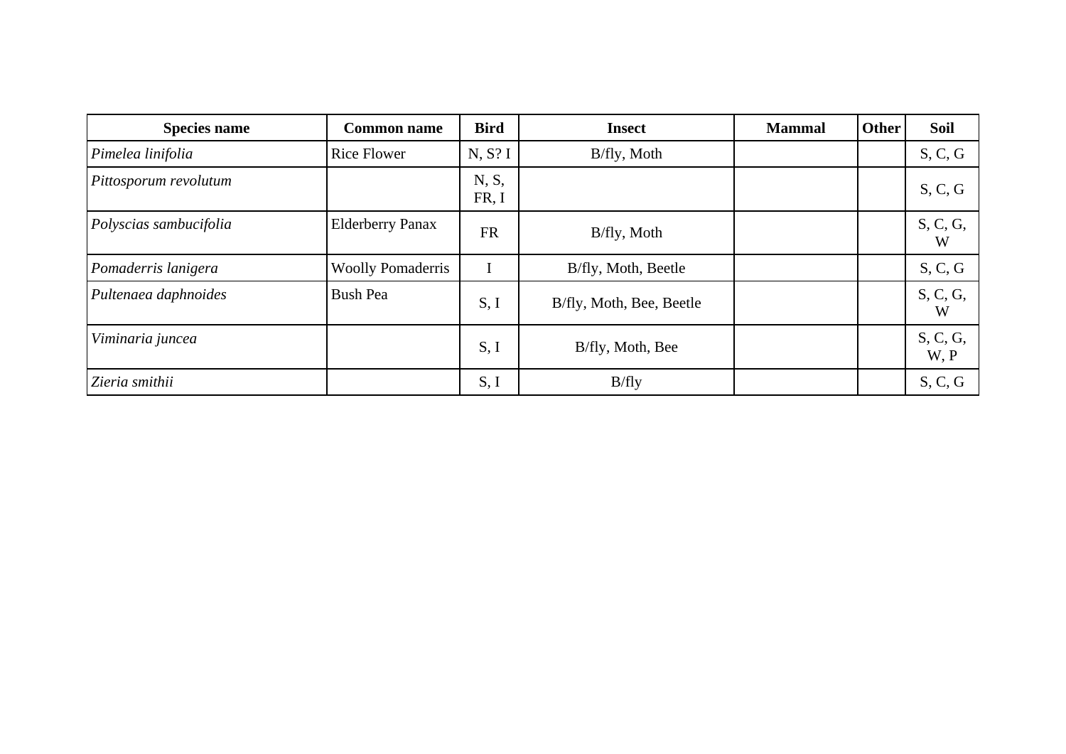| Species name | Common name | Bird | Insect | Mammal | Other | Soil |
| --- | --- | --- | --- | --- | --- | --- |
| *Pimelea linifolia* | Rice Flower | N, S? I | B/fly, Moth | | | S, C, G |
| *Pittosporum revolutum* | | N, S, FR, I | | | | S, C, G |
| *Polyscias sambucifolia* | Elderberry Panax | FR | B/fly, Moth | | | S, C, G, W |
| *Pomaderris lanigera* | Woolly Pomaderris | I | B/fly, Moth, Beetle | | | S, C, G |
| *Pultenaea daphnoides* | Bush Pea | S, I | B/fly, Moth, Bee, Beetle | | | S, C, G, W |
| *Viminaria juncea* | | S, I | B/fly, Moth, Bee | | | S, C, G, W, P |
| *Zieria smithii* | | S, I | B/fly | | | S, C, G |